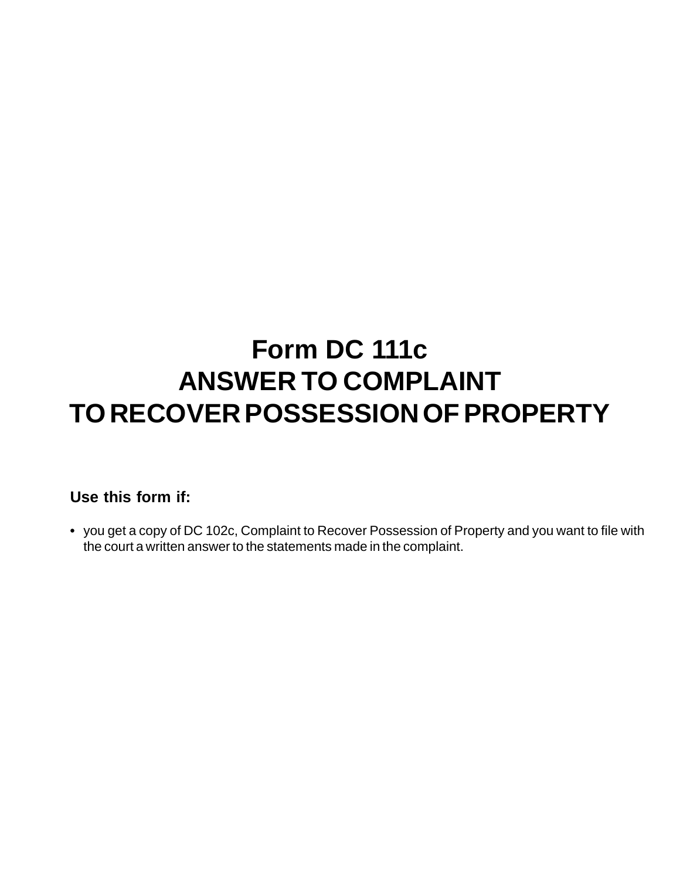# Form DC 111c
# ANSWER TO COMPLAINT
# TO RECOVER POSSESSION OF PROPERTY

**Use this form if:**

- you get a copy of DC 102c, Complaint to Recover Possession of Property and you want to file with the court a written answer to the statements made in the complaint.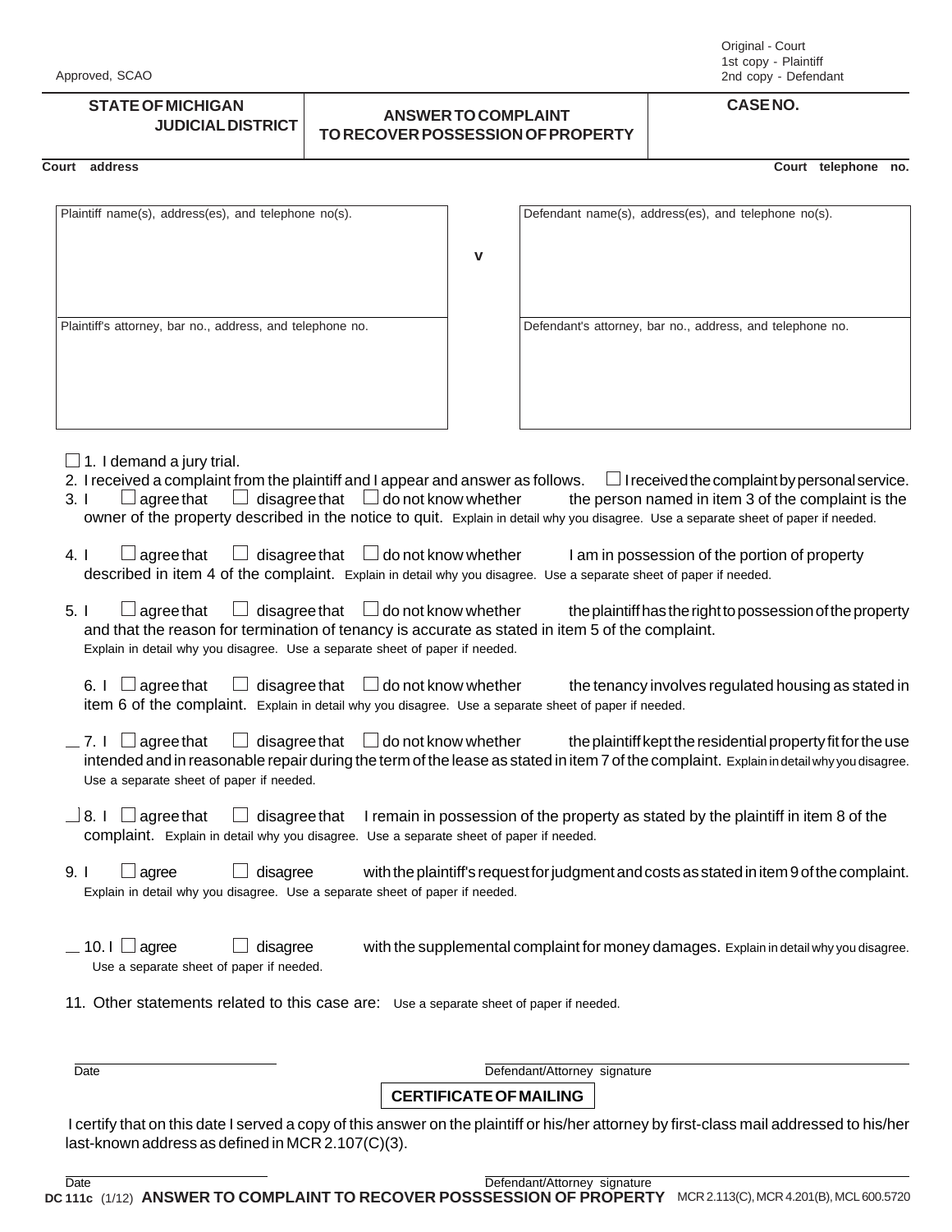Approved, SCAO

Original - Court
1st copy - Plaintiff
2nd copy - Defendant

| STATE OF MICHIGAN JUDICIAL DISTRICT | ANSWER TO COMPLAINT TO RECOVER POSSESSION OF PROPERTY | CASE NO. |
|---|---|---|

Court address | Court telephone no.

| Plaintiff name(s), address(es), and telephone no(s). | v | Defendant name(s), address(es), and telephone no(s). |
|---|---|---|
| Plaintiff's attorney, bar no., address, and telephone no. | | Defendant's attorney, bar no., address, and telephone no. |

☐ 1. I demand a jury trial.

2. I received a complaint from the plaintiff and I appear and answer as follows. ☐ I received the complaint by personal service.

3. I ☐ agree that ☐ disagree that ☐ do not know whether the person named in item 3 of the complaint is the owner of the property described in the notice to quit. Explain in detail why you disagree. Use a separate sheet of paper if needed.

4. I ☐ agree that ☐ disagree that ☐ do not know whether I am in possession of the portion of property described in item 4 of the complaint. Explain in detail why you disagree. Use a separate sheet of paper if needed.

5. I ☐ agree that ☐ disagree that ☐ do not know whether the plaintiff has the right to possession of the property and that the reason for termination of tenancy is accurate as stated in item 5 of the complaint. Explain in detail why you disagree. Use a separate sheet of paper if needed.

6. I ☐ agree that ☐ disagree that ☐ do not know whether the tenancy involves regulated housing as stated in item 6 of the complaint. Explain in detail why you disagree. Use a separate sheet of paper if needed.

\_ 7. I ☐ agree that ☐ disagree that ☐ do not know whether the plaintiff kept the residential property fit for the use intended and in reasonable repair during the term of the lease as stated in item 7 of the complaint. Explain in detail why you disagree. Use a separate sheet of paper if needed.

☐ 8. I ☐ agree that ☐ disagree that I remain in possession of the property as stated by the plaintiff in item 8 of the complaint. Explain in detail why you disagree. Use a separate sheet of paper if needed.

9. I ☐ agree ☐ disagree with the plaintiff's request for judgment and costs as stated in item 9 of the complaint. Explain in detail why you disagree. Use a separate sheet of paper if needed.

\_ 10. I ☐ agree ☐ disagree with the supplemental complaint for money damages. Explain in detail why you disagree. Use a separate sheet of paper if needed.

11. Other statements related to this case are: Use a separate sheet of paper if needed.

Date ____________________ Defendant/Attorney signature ____________________

**CERTIFICATE OF MAILING**

I certify that on this date I served a copy of this answer on the plaintiff or his/her attorney by first-class mail addressed to his/her last-known address as defined in MCR 2.107(C)(3).

Date ____________________ Defendant/Attorney signature ____________________

DC 111c (1/12) **ANSWER TO COMPLAINT TO RECOVER POSSSESSION OF PROPERTY** MCR 2.113(C), MCR 4.201(B), MCL 600.5720